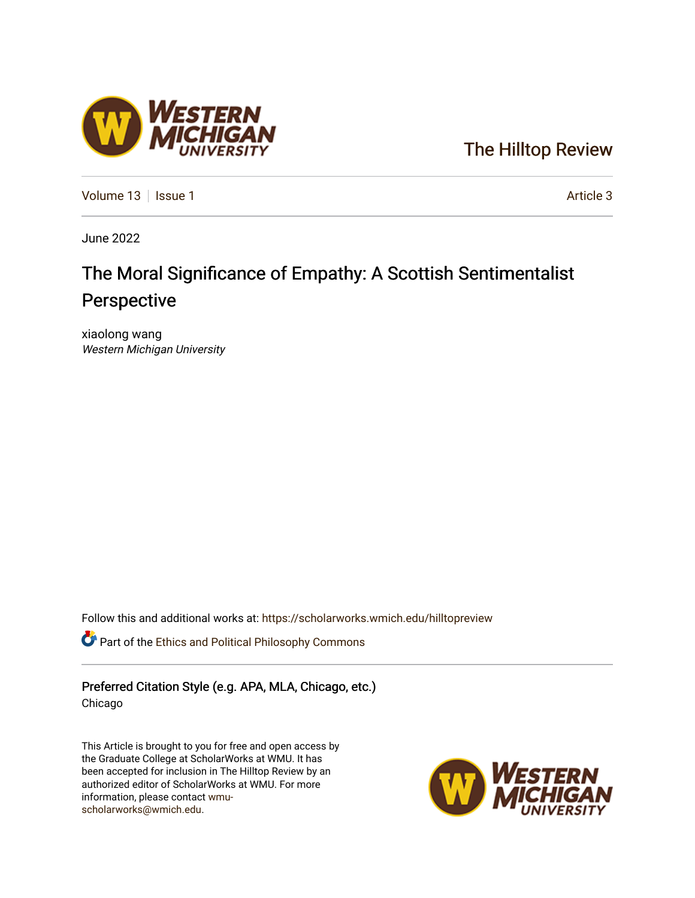The Hilltop Review

Volume 13 | Issue 1 | Article 3

June 2022

# The Moral Significance of Empathy: A Scottish Sentimentalist Perspective

xiaolong wang
*Western Michigan University*

Follow this and additional works at: https://scholarworks.wmich.edu/hilltopreview

Part of the Ethics and Political Philosophy Commons

Preferred Citation Style (e.g. APA, MLA, Chicago, etc.)
Chicago

This Article is brought to you for free and open access by the Graduate College at ScholarWorks at WMU. It has been accepted for inclusion in The Hilltop Review by an authorized editor of ScholarWorks at WMU. For more information, please contact wmu-scholarworks@wmich.edu.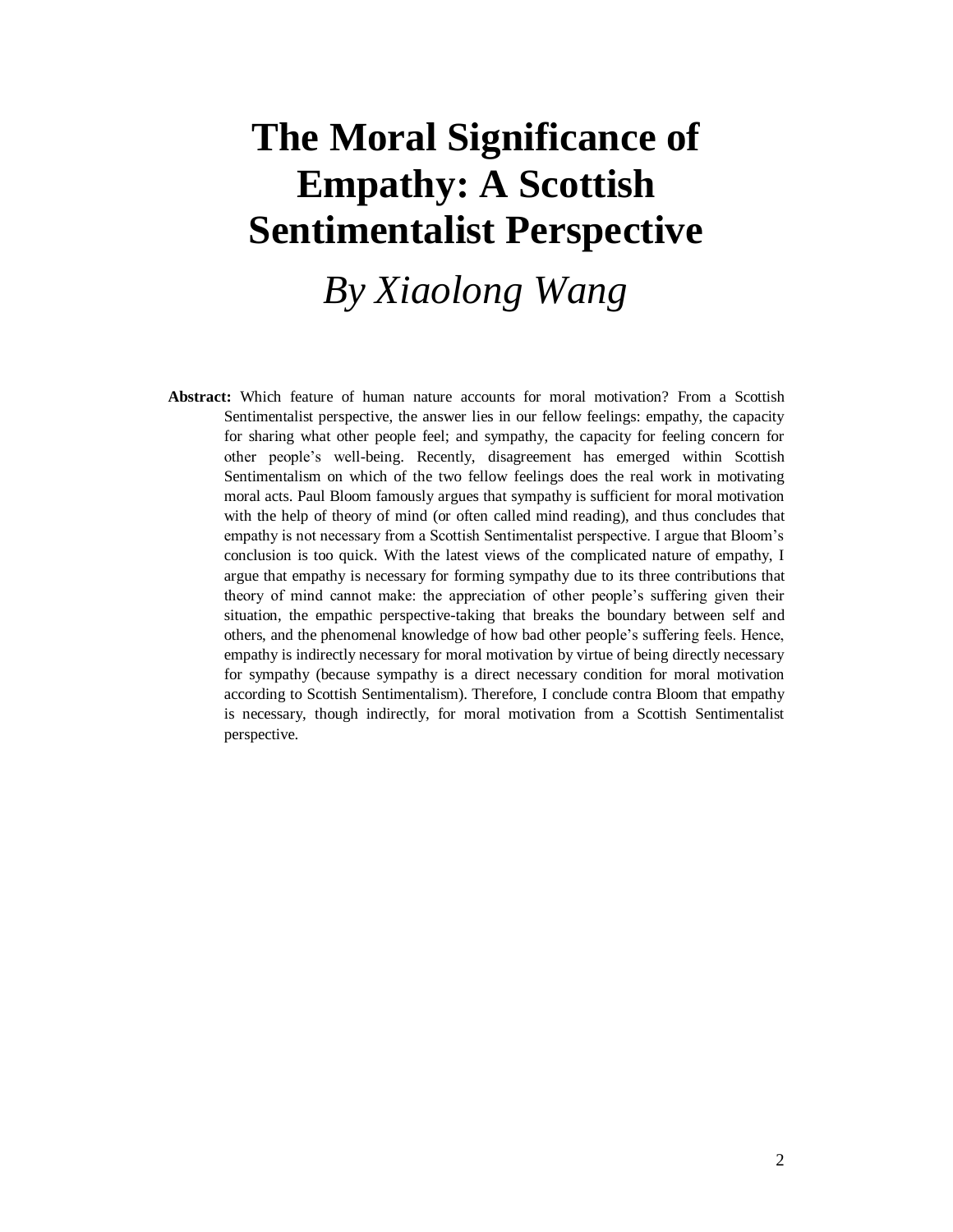# The Moral Significance of Empathy: A Scottish Sentimentalist Perspective

## *By Xiaolong Wang*

**Abstract:** Which feature of human nature accounts for moral motivation? From a Scottish Sentimentalist perspective, the answer lies in our fellow feelings: empathy, the capacity for sharing what other people feel; and sympathy, the capacity for feeling concern for other people's well-being. Recently, disagreement has emerged within Scottish Sentimentalism on which of the two fellow feelings does the real work in motivating moral acts. Paul Bloom famously argues that sympathy is sufficient for moral motivation with the help of theory of mind (or often called mind reading), and thus concludes that empathy is not necessary from a Scottish Sentimentalist perspective. I argue that Bloom's conclusion is too quick. With the latest views of the complicated nature of empathy, I argue that empathy is necessary for forming sympathy due to its three contributions that theory of mind cannot make: the appreciation of other people's suffering given their situation, the empathic perspective-taking that breaks the boundary between self and others, and the phenomenal knowledge of how bad other people's suffering feels. Hence, empathy is indirectly necessary for moral motivation by virtue of being directly necessary for sympathy (because sympathy is a direct necessary condition for moral motivation according to Scottish Sentimentalism). Therefore, I conclude contra Bloom that empathy is necessary, though indirectly, for moral motivation from a Scottish Sentimentalist perspective.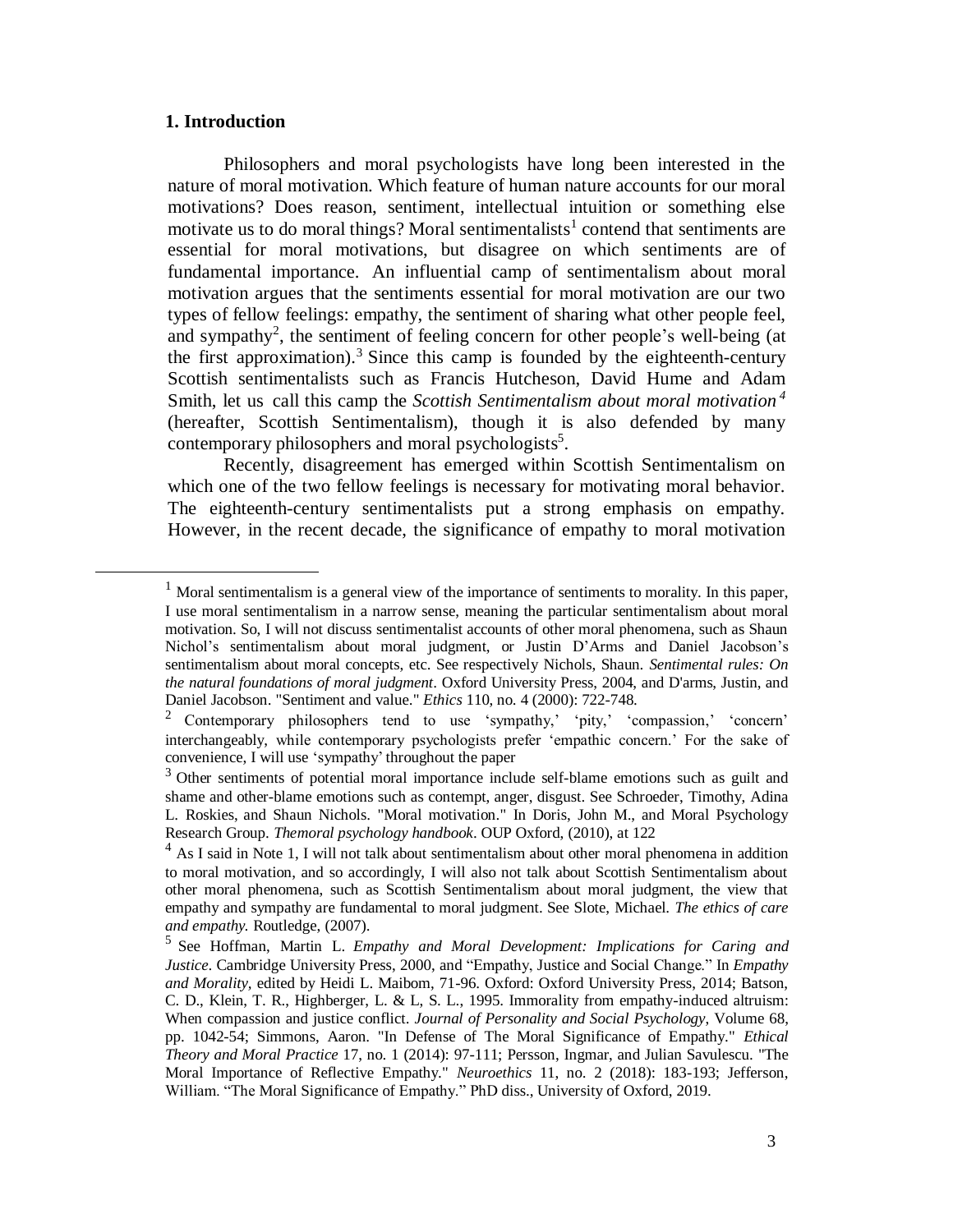## 1. Introduction

Philosophers and moral psychologists have long been interested in the nature of moral motivation. Which feature of human nature accounts for our moral motivations? Does reason, sentiment, intellectual intuition or something else motivate us to do moral things? Moral sentimentalists[1] contend that sentiments are essential for moral motivations, but disagree on which sentiments are of fundamental importance. An influential camp of sentimentalism about moral motivation argues that the sentiments essential for moral motivation are our two types of fellow feelings: empathy, the sentiment of sharing what other people feel, and sympathy[2], the sentiment of feeling concern for other people's well-being (at the first approximation).[3] Since this camp is founded by the eighteenth-century Scottish sentimentalists such as Francis Hutcheson, David Hume and Adam Smith, let us call this camp the *Scottish Sentimentalism about moral motivation*[4] (hereafter, Scottish Sentimentalism), though it is also defended by many contemporary philosophers and moral psychologists[5].

Recently, disagreement has emerged within Scottish Sentimentalism on which one of the two fellow feelings is necessary for motivating moral behavior. The eighteenth-century sentimentalists put a strong emphasis on empathy. However, in the recent decade, the significance of empathy to moral motivation

---

[1] Moral sentimentalism is a general view of the importance of sentiments to morality. In this paper, I use moral sentimentalism in a narrow sense, meaning the particular sentimentalism about moral motivation. So, I will not discuss sentimentalist accounts of other moral phenomena, such as Shaun Nichol's sentimentalism about moral judgment, or Justin D'Arms and Daniel Jacobson's sentimentalism about moral concepts, etc. See respectively Nichols, Shaun. *Sentimental rules: On the natural foundations of moral judgment*. Oxford University Press, 2004, and D'arms, Justin, and Daniel Jacobson. "Sentiment and value." *Ethics* 110, no. 4 (2000): 722-748.

[2] Contemporary philosophers tend to use 'sympathy,' 'pity,' 'compassion,' 'concern' interchangeably, while contemporary psychologists prefer 'empathic concern.' For the sake of convenience, I will use 'sympathy' throughout the paper

[3] Other sentiments of potential moral importance include self-blame emotions such as guilt and shame and other-blame emotions such as contempt, anger, disgust. See Schroeder, Timothy, Adina L. Roskies, and Shaun Nichols. "Moral motivation." In Doris, John M., and Moral Psychology Research Group. *Themoral psychology handbook*. OUP Oxford, (2010), at 122

[4] As I said in Note 1, I will not talk about sentimentalism about other moral phenomena in addition to moral motivation, and so accordingly, I will also not talk about Scottish Sentimentalism about other moral phenomena, such as Scottish Sentimentalism about moral judgment, the view that empathy and sympathy are fundamental to moral judgment. See Slote, Michael. *The ethics of care and empathy.* Routledge, (2007).

[5] See Hoffman, Martin L. *Empathy and Moral Development: Implications for Caring and Justice*. Cambridge University Press, 2000, and "Empathy, Justice and Social Change." In *Empathy and Morality,* edited by Heidi L. Maibom, 71-96. Oxford: Oxford University Press, 2014; Batson, C. D., Klein, T. R., Highberger, L. & L, S. L., 1995. Immorality from empathy-induced altruism: When compassion and justice conflict. *Journal of Personality and Social Psychology,* Volume 68, pp. 1042-54; Simmons, Aaron. "In Defense of The Moral Significance of Empathy." *Ethical Theory and Moral Practice* 17, no. 1 (2014): 97-111; Persson, Ingmar, and Julian Savulescu. "The Moral Importance of Reflective Empathy." *Neuroethics* 11, no. 2 (2018): 183-193; Jefferson, William. "The Moral Significance of Empathy." PhD diss., University of Oxford, 2019.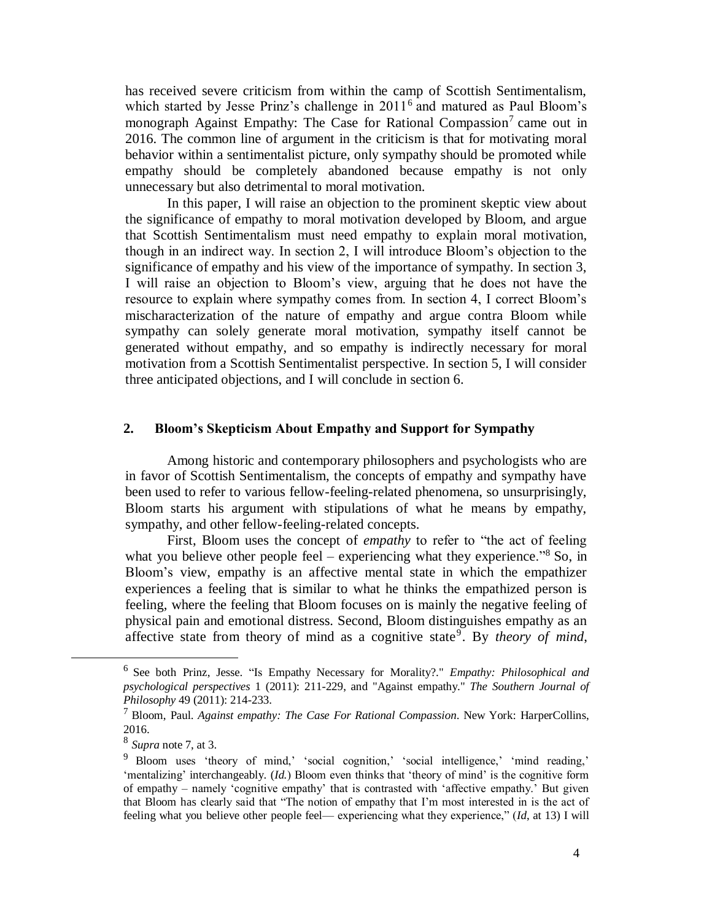has received severe criticism from within the camp of Scottish Sentimentalism, which started by Jesse Prinz's challenge in 2011[6] and matured as Paul Bloom's monograph Against Empathy: The Case for Rational Compassion[7] came out in 2016. The common line of argument in the criticism is that for motivating moral behavior within a sentimentalist picture, only sympathy should be promoted while empathy should be completely abandoned because empathy is not only unnecessary but also detrimental to moral motivation.

In this paper, I will raise an objection to the prominent skeptic view about the significance of empathy to moral motivation developed by Bloom, and argue that Scottish Sentimentalism must need empathy to explain moral motivation, though in an indirect way. In section 2, I will introduce Bloom's objection to the significance of empathy and his view of the importance of sympathy. In section 3, I will raise an objection to Bloom's view, arguing that he does not have the resource to explain where sympathy comes from. In section 4, I correct Bloom's mischaracterization of the nature of empathy and argue contra Bloom while sympathy can solely generate moral motivation, sympathy itself cannot be generated without empathy, and so empathy is indirectly necessary for moral motivation from a Scottish Sentimentalist perspective. In section 5, I will consider three anticipated objections, and I will conclude in section 6.

## 2. Bloom's Skepticism About Empathy and Support for Sympathy

Among historic and contemporary philosophers and psychologists who are in favor of Scottish Sentimentalism, the concepts of empathy and sympathy have been used to refer to various fellow-feeling-related phenomena, so unsurprisingly, Bloom starts his argument with stipulations of what he means by empathy, sympathy, and other fellow-feeling-related concepts.

First, Bloom uses the concept of *empathy* to refer to "the act of feeling what you believe other people feel – experiencing what they experience."[8] So, in Bloom's view, empathy is an affective mental state in which the empathizer experiences a feeling that is similar to what he thinks the empathized person is feeling, where the feeling that Bloom focuses on is mainly the negative feeling of physical pain and emotional distress. Second, Bloom distinguishes empathy as an affective state from theory of mind as a cognitive state[9]. By *theory of mind*,

---

[6] See both Prinz, Jesse. "Is Empathy Necessary for Morality?." *Empathy: Philosophical and psychological perspectives* 1 (2011): 211-229, and "Against empathy." *The Southern Journal of Philosophy* 49 (2011): 214-233.

[7] Bloom, Paul. *Against empathy: The Case For Rational Compassion*. New York: HarperCollins, 2016.

[8] *Supra* note 7, at 3.

[9] Bloom uses 'theory of mind,' 'social cognition,' 'social intelligence,' 'mind reading,' 'mentalizing' interchangeably. (*Id.*) Bloom even thinks that 'theory of mind' is the cognitive form of empathy – namely 'cognitive empathy' that is contrasted with 'affective empathy.' But given that Bloom has clearly said that "The notion of empathy that I'm most interested in is the act of feeling what you believe other people feel— experiencing what they experience," (*Id*, at 13) I will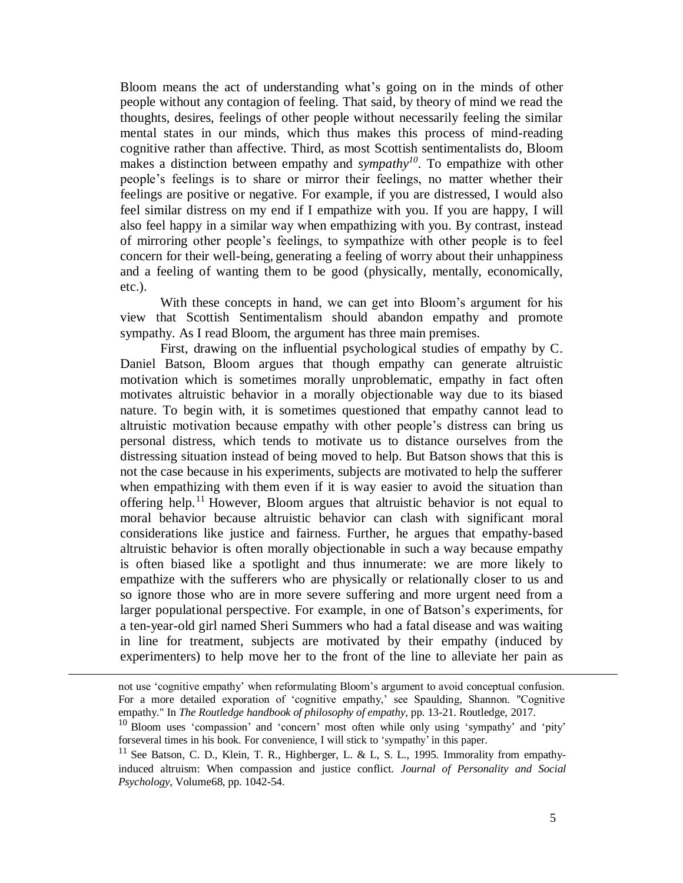Bloom means the act of understanding what's going on in the minds of other people without any contagion of feeling. That said, by theory of mind we read the thoughts, desires, feelings of other people without necessarily feeling the similar mental states in our minds, which thus makes this process of mind-reading cognitive rather than affective. Third, as most Scottish sentimentalists do, Bloom makes a distinction between empathy and *sympathy*[10]. To empathize with other people's feelings is to share or mirror their feelings, no matter whether their feelings are positive or negative. For example, if you are distressed, I would also feel similar distress on my end if I empathize with you. If you are happy, I will also feel happy in a similar way when empathizing with you. By contrast, instead of mirroring other people's feelings, to sympathize with other people is to feel concern for their well-being, generating a feeling of worry about their unhappiness and a feeling of wanting them to be good (physically, mentally, economically, etc.).

With these concepts in hand, we can get into Bloom's argument for his view that Scottish Sentimentalism should abandon empathy and promote sympathy. As I read Bloom, the argument has three main premises.

First, drawing on the influential psychological studies of empathy by C. Daniel Batson, Bloom argues that though empathy can generate altruistic motivation which is sometimes morally unproblematic, empathy in fact often motivates altruistic behavior in a morally objectionable way due to its biased nature. To begin with, it is sometimes questioned that empathy cannot lead to altruistic motivation because empathy with other people's distress can bring us personal distress, which tends to motivate us to distance ourselves from the distressing situation instead of being moved to help. But Batson shows that this is not the case because in his experiments, subjects are motivated to help the sufferer when empathizing with them even if it is way easier to avoid the situation than offering help.[11] However, Bloom argues that altruistic behavior is not equal to moral behavior because altruistic behavior can clash with significant moral considerations like justice and fairness. Further, he argues that empathy-based altruistic behavior is often morally objectionable in such a way because empathy is often biased like a spotlight and thus innumerate: we are more likely to empathize with the sufferers who are physically or relationally closer to us and so ignore those who are in more severe suffering and more urgent need from a larger populational perspective. For example, in one of Batson's experiments, for a ten-year-old girl named Sheri Summers who had a fatal disease and was waiting in line for treatment, subjects are motivated by their empathy (induced by experimenters) to help move her to the front of the line to alleviate her pain as

---

not use 'cognitive empathy' when reformulating Bloom's argument to avoid conceptual confusion. For a more detailed exporation of 'cognitive empathy,' see Spaulding, Shannon. "Cognitive empathy." In *The Routledge handbook of philosophy of empathy*, pp. 13-21. Routledge, 2017.

[10] Bloom uses 'compassion' and 'concern' most often while only using 'sympathy' and 'pity' forseveral times in his book. For convenience, I will stick to 'sympathy' in this paper.

[11] See Batson, C. D., Klein, T. R., Highberger, L. & L, S. L., 1995. Immorality from empathy-induced altruism: When compassion and justice conflict. *Journal of Personality and Social Psychology*, Volume68, pp. 1042-54.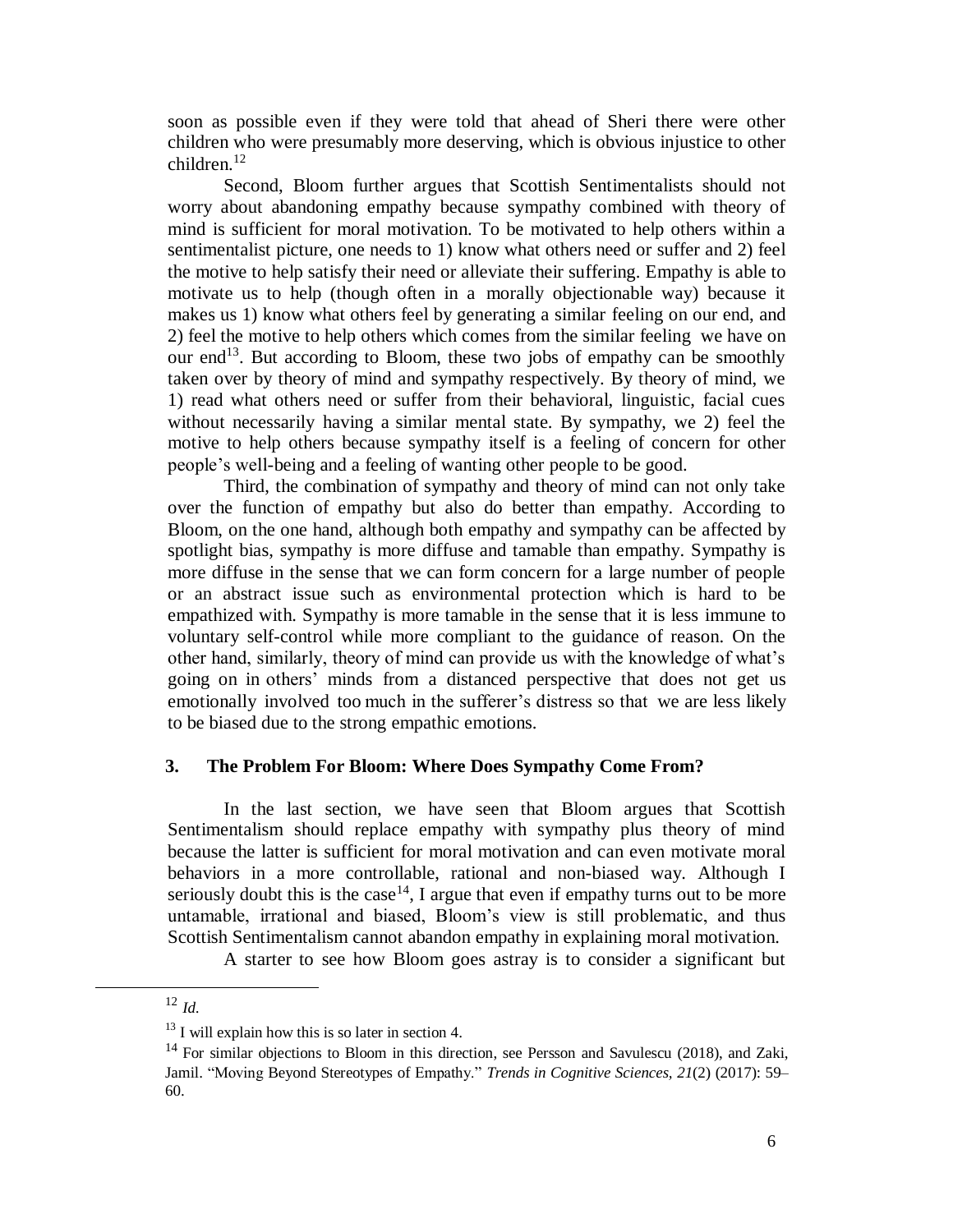soon as possible even if they were told that ahead of Sheri there were other children who were presumably more deserving, which is obvious injustice to other children.[12]

Second, Bloom further argues that Scottish Sentimentalists should not worry about abandoning empathy because sympathy combined with theory of mind is sufficient for moral motivation. To be motivated to help others within a sentimentalist picture, one needs to 1) know what others need or suffer and 2) feel the motive to help satisfy their need or alleviate their suffering. Empathy is able to motivate us to help (though often in a morally objectionable way) because it makes us 1) know what others feel by generating a similar feeling on our end, and 2) feel the motive to help others which comes from the similar feeling we have on our end[13]. But according to Bloom, these two jobs of empathy can be smoothly taken over by theory of mind and sympathy respectively. By theory of mind, we 1) read what others need or suffer from their behavioral, linguistic, facial cues without necessarily having a similar mental state. By sympathy, we 2) feel the motive to help others because sympathy itself is a feeling of concern for other people's well-being and a feeling of wanting other people to be good.

Third, the combination of sympathy and theory of mind can not only take over the function of empathy but also do better than empathy. According to Bloom, on the one hand, although both empathy and sympathy can be affected by spotlight bias, sympathy is more diffuse and tamable than empathy. Sympathy is more diffuse in the sense that we can form concern for a large number of people or an abstract issue such as environmental protection which is hard to be empathized with. Sympathy is more tamable in the sense that it is less immune to voluntary self-control while more compliant to the guidance of reason. On the other hand, similarly, theory of mind can provide us with the knowledge of what's going on in others' minds from a distanced perspective that does not get us emotionally involved too much in the sufferer's distress so that we are less likely to be biased due to the strong empathic emotions.

## 3. The Problem For Bloom: Where Does Sympathy Come From?

In the last section, we have seen that Bloom argues that Scottish Sentimentalism should replace empathy with sympathy plus theory of mind because the latter is sufficient for moral motivation and can even motivate moral behaviors in a more controllable, rational and non-biased way. Although I seriously doubt this is the case[14], I argue that even if empathy turns out to be more untamable, irrational and biased, Bloom's view is still problematic, and thus Scottish Sentimentalism cannot abandon empathy in explaining moral motivation.

A starter to see how Bloom goes astray is to consider a significant but

---

[12] *Id.*

[13] I will explain how this is so later in section 4.

[14] For similar objections to Bloom in this direction, see Persson and Savulescu (2018), and Zaki, Jamil. "Moving Beyond Stereotypes of Empathy." *Trends in Cognitive Sciences, 21*(2) (2017): 59–60.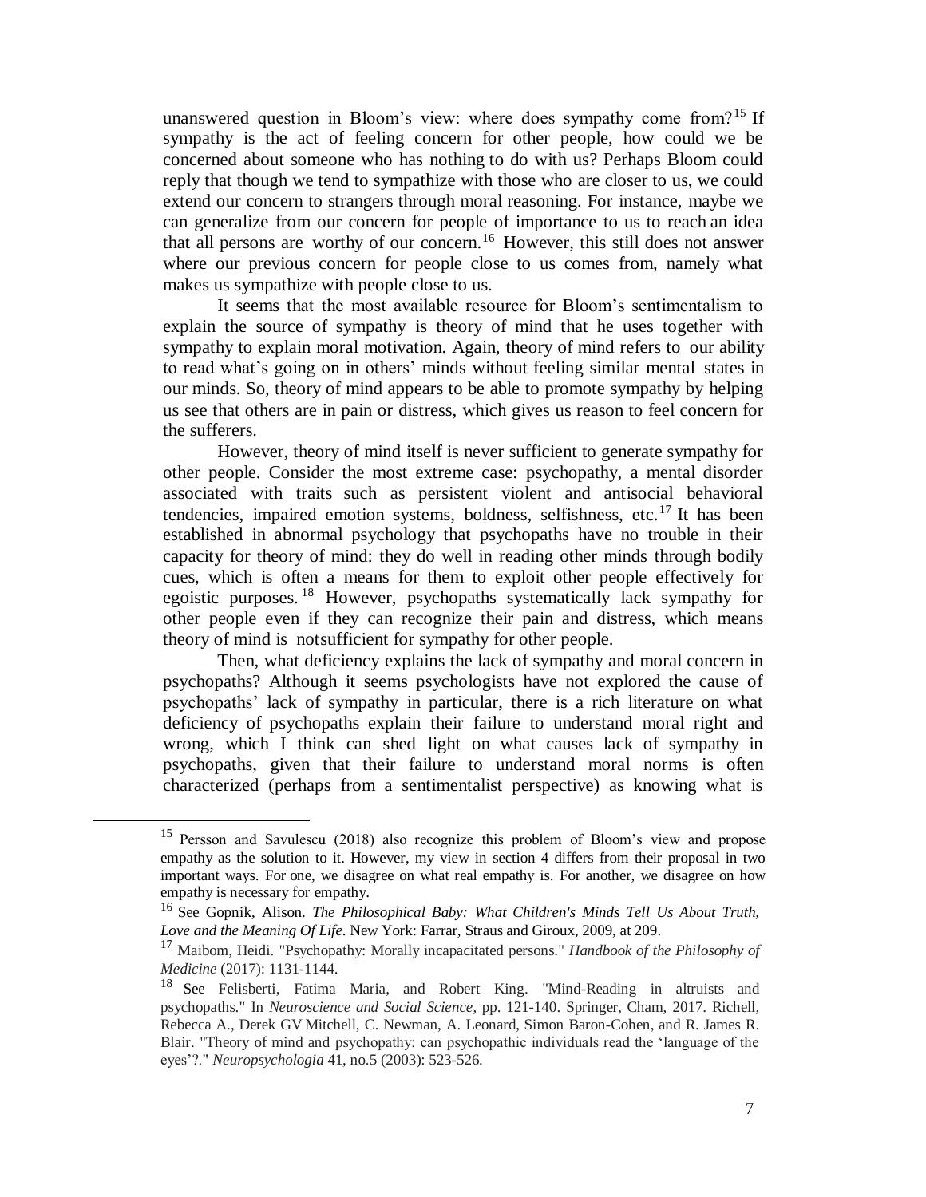unanswered question in Bloom's view: where does sympathy come from?[15] If sympathy is the act of feeling concern for other people, how could we be concerned about someone who has nothing to do with us? Perhaps Bloom could reply that though we tend to sympathize with those who are closer to us, we could extend our concern to strangers through moral reasoning. For instance, maybe we can generalize from our concern for people of importance to us to reach an idea that all persons are worthy of our concern.[16] However, this still does not answer where our previous concern for people close to us comes from, namely what makes us sympathize with people close to us.

It seems that the most available resource for Bloom's sentimentalism to explain the source of sympathy is theory of mind that he uses together with sympathy to explain moral motivation. Again, theory of mind refers to our ability to read what's going on in others' minds without feeling similar mental states in our minds. So, theory of mind appears to be able to promote sympathy by helping us see that others are in pain or distress, which gives us reason to feel concern for the sufferers.

However, theory of mind itself is never sufficient to generate sympathy for other people. Consider the most extreme case: psychopathy, a mental disorder associated with traits such as persistent violent and antisocial behavioral tendencies, impaired emotion systems, boldness, selfishness, etc.[17] It has been established in abnormal psychology that psychopaths have no trouble in their capacity for theory of mind: they do well in reading other minds through bodily cues, which is often a means for them to exploit other people effectively for egoistic purposes.[18] However, psychopaths systematically lack sympathy for other people even if they can recognize their pain and distress, which means theory of mind is notsufficient for sympathy for other people.

Then, what deficiency explains the lack of sympathy and moral concern in psychopaths? Although it seems psychologists have not explored the cause of psychopaths' lack of sympathy in particular, there is a rich literature on what deficiency of psychopaths explain their failure to understand moral right and wrong, which I think can shed light on what causes lack of sympathy in psychopaths, given that their failure to understand moral norms is often characterized (perhaps from a sentimentalist perspective) as knowing what is

---

[15] Persson and Savulescu (2018) also recognize this problem of Bloom's view and propose empathy as the solution to it. However, my view in section 4 differs from their proposal in two important ways. For one, we disagree on what real empathy is. For another, we disagree on how empathy is necessary for empathy.

[16] See Gopnik, Alison. *The Philosophical Baby: What Children's Minds Tell Us About Truth, Love and the Meaning Of Life*. New York: Farrar, Straus and Giroux, 2009, at 209.

[17] Maibom, Heidi. "Psychopathy: Morally incapacitated persons." *Handbook of the Philosophy of Medicine* (2017): 1131-1144.

[18] See Felisberti, Fatima Maria, and Robert King. "Mind-Reading in altruists and psychopaths." In *Neuroscience and Social Science*, pp. 121-140. Springer, Cham, 2017. Richell, Rebecca A., Derek GV Mitchell, C. Newman, A. Leonard, Simon Baron-Cohen, and R. James R. Blair. "Theory of mind and psychopathy: can psychopathic individuals read the 'language of the eyes'?." *Neuropsychologia* 41, no.5 (2003): 523-526.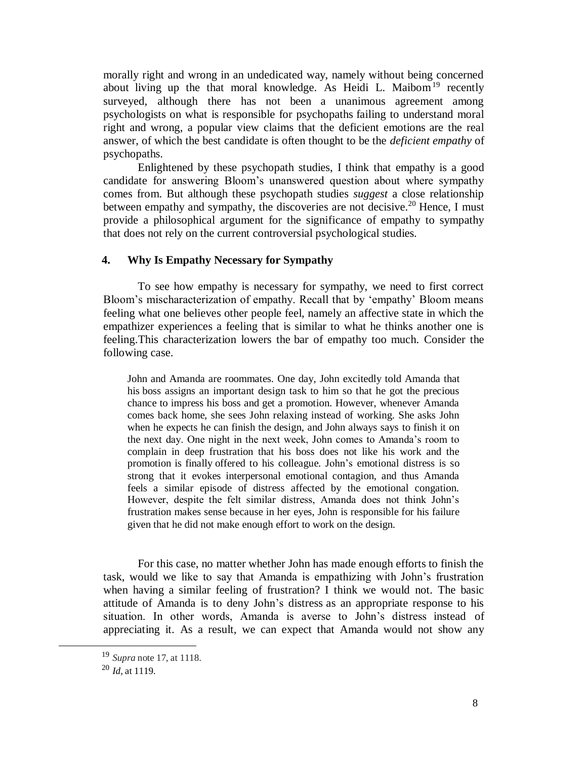morally right and wrong in an undedicated way, namely without being concerned about living up the that moral knowledge. As Heidi L. Maibom[19] recently surveyed, although there has not been a unanimous agreement among psychologists on what is responsible for psychopaths failing to understand moral right and wrong, a popular view claims that the deficient emotions are the real answer, of which the best candidate is often thought to be the *deficient empathy* of psychopaths.

Enlightened by these psychopath studies, I think that empathy is a good candidate for answering Bloom's unanswered question about where sympathy comes from. But although these psychopath studies *suggest* a close relationship between empathy and sympathy, the discoveries are not decisive.[20] Hence, I must provide a philosophical argument for the significance of empathy to sympathy that does not rely on the current controversial psychological studies.

## 4. Why Is Empathy Necessary for Sympathy

To see how empathy is necessary for sympathy, we need to first correct Bloom's mischaracterization of empathy. Recall that by 'empathy' Bloom means feeling what one believes other people feel, namely an affective state in which the empathizer experiences a feeling that is similar to what he thinks another one is feeling.This characterization lowers the bar of empathy too much. Consider the following case.

> John and Amanda are roommates. One day, John excitedly told Amanda that his boss assigns an important design task to him so that he got the precious chance to impress his boss and get a promotion. However, whenever Amanda comes back home, she sees John relaxing instead of working. She asks John when he expects he can finish the design, and John always says to finish it on the next day. One night in the next week, John comes to Amanda's room to complain in deep frustration that his boss does not like his work and the promotion is finally offered to his colleague. John's emotional distress is so strong that it evokes interpersonal emotional contagion, and thus Amanda feels a similar episode of distress affected by the emotional congation. However, despite the felt similar distress, Amanda does not think John's frustration makes sense because in her eyes, John is responsible for his failure given that he did not make enough effort to work on the design.

For this case, no matter whether John has made enough efforts to finish the task, would we like to say that Amanda is empathizing with John's frustration when having a similar feeling of frustration? I think we would not. The basic attitude of Amanda is to deny John's distress as an appropriate response to his situation. In other words, Amanda is averse to John's distress instead of appreciating it. As a result, we can expect that Amanda would not show any

---

[19] *Supra* note 17, at 1118.

[20] *Id*, at 1119.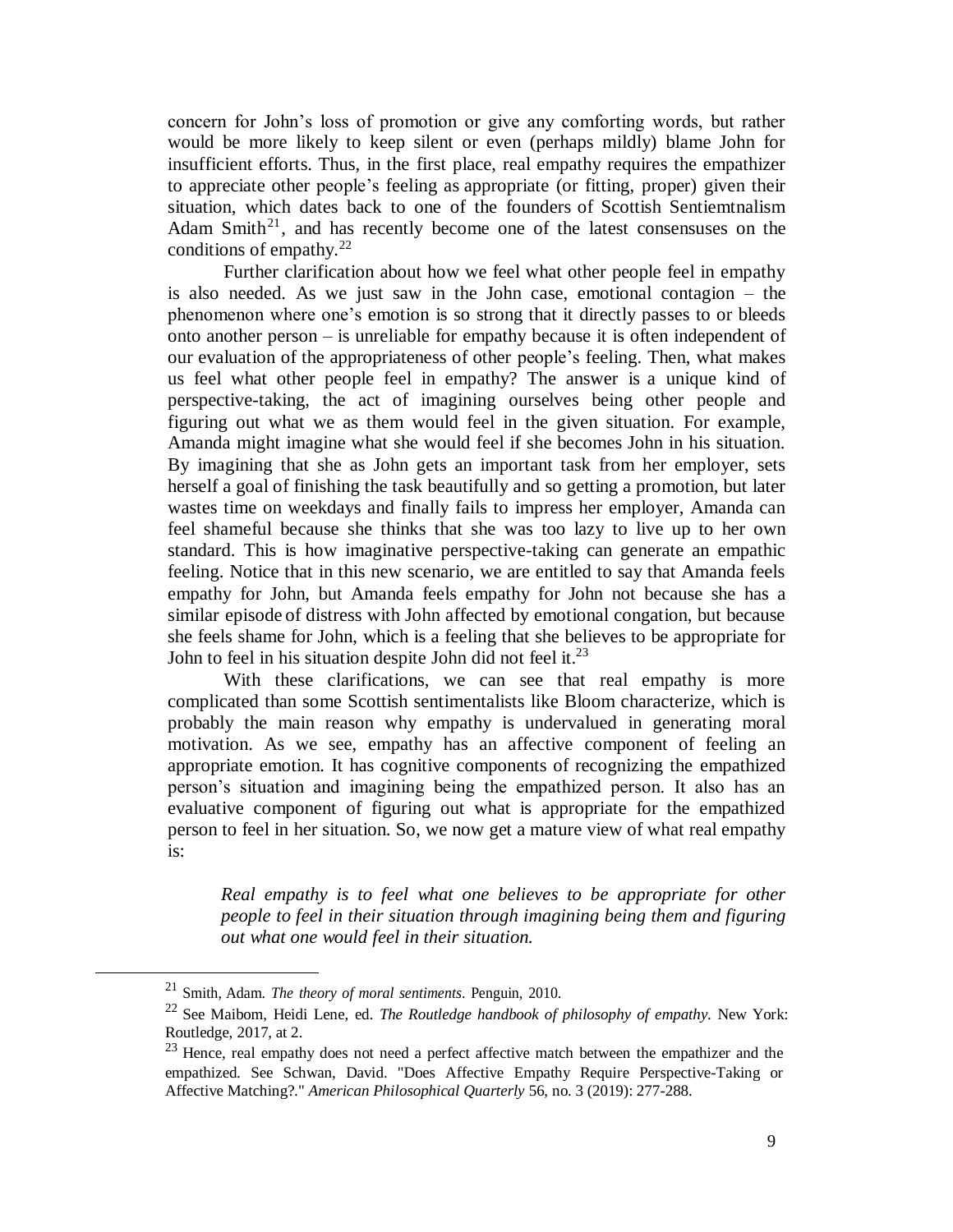concern for John's loss of promotion or give any comforting words, but rather would be more likely to keep silent or even (perhaps mildly) blame John for insufficient efforts. Thus, in the first place, real empathy requires the empathizer to appreciate other people's feeling as appropriate (or fitting, proper) given their situation, which dates back to one of the founders of Scottish Sentiemtnalism Adam Smith[21], and has recently become one of the latest consensuses on the conditions of empathy.[22]

Further clarification about how we feel what other people feel in empathy is also needed. As we just saw in the John case, emotional contagion – the phenomenon where one's emotion is so strong that it directly passes to or bleeds onto another person – is unreliable for empathy because it is often independent of our evaluation of the appropriateness of other people's feeling. Then, what makes us feel what other people feel in empathy? The answer is a unique kind of perspective-taking, the act of imagining ourselves being other people and figuring out what we as them would feel in the given situation. For example, Amanda might imagine what she would feel if she becomes John in his situation. By imagining that she as John gets an important task from her employer, sets herself a goal of finishing the task beautifully and so getting a promotion, but later wastes time on weekdays and finally fails to impress her employer, Amanda can feel shameful because she thinks that she was too lazy to live up to her own standard. This is how imaginative perspective-taking can generate an empathic feeling. Notice that in this new scenario, we are entitled to say that Amanda feels empathy for John, but Amanda feels empathy for John not because she has a similar episode of distress with John affected by emotional congation, but because she feels shame for John, which is a feeling that she believes to be appropriate for John to feel in his situation despite John did not feel it.[23]

With these clarifications, we can see that real empathy is more complicated than some Scottish sentimentalists like Bloom characterize, which is probably the main reason why empathy is undervalued in generating moral motivation. As we see, empathy has an affective component of feeling an appropriate emotion. It has cognitive components of recognizing the empathized person's situation and imagining being the empathized person. It also has an evaluative component of figuring out what is appropriate for the empathized person to feel in her situation. So, we now get a mature view of what real empathy is:

> *Real empathy is to feel what one believes to be appropriate for other people to feel in their situation through imagining being them and figuring out what one would feel in their situation.*

---

[21] Smith, Adam. *The theory of moral sentiments*. Penguin, 2010.

[22] See Maibom, Heidi Lene, ed. *The Routledge handbook of philosophy of empathy*. New York: Routledge, 2017, at 2.

[23] Hence, real empathy does not need a perfect affective match between the empathizer and the empathized. See Schwan, David. "Does Affective Empathy Require Perspective-Taking or Affective Matching?." *American Philosophical Quarterly* 56, no. 3 (2019): 277-288.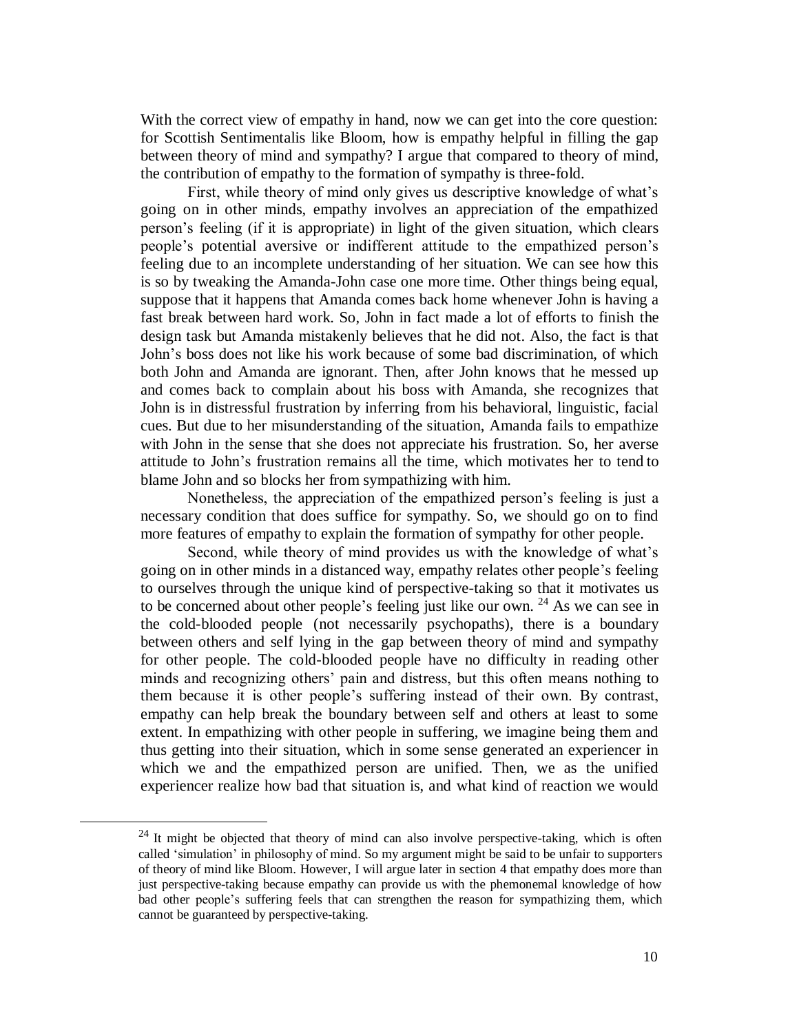With the correct view of empathy in hand, now we can get into the core question: for Scottish Sentimentalis like Bloom, how is empathy helpful in filling the gap between theory of mind and sympathy? I argue that compared to theory of mind, the contribution of empathy to the formation of sympathy is three-fold.

First, while theory of mind only gives us descriptive knowledge of what's going on in other minds, empathy involves an appreciation of the empathized person's feeling (if it is appropriate) in light of the given situation, which clears people's potential aversive or indifferent attitude to the empathized person's feeling due to an incomplete understanding of her situation. We can see how this is so by tweaking the Amanda-John case one more time. Other things being equal, suppose that it happens that Amanda comes back home whenever John is having a fast break between hard work. So, John in fact made a lot of efforts to finish the design task but Amanda mistakenly believes that he did not. Also, the fact is that John's boss does not like his work because of some bad discrimination, of which both John and Amanda are ignorant. Then, after John knows that he messed up and comes back to complain about his boss with Amanda, she recognizes that John is in distressful frustration by inferring from his behavioral, linguistic, facial cues. But due to her misunderstanding of the situation, Amanda fails to empathize with John in the sense that she does not appreciate his frustration. So, her averse attitude to John's frustration remains all the time, which motivates her to tend to blame John and so blocks her from sympathizing with him.

Nonetheless, the appreciation of the empathized person's feeling is just a necessary condition that does suffice for sympathy. So, we should go on to find more features of empathy to explain the formation of sympathy for other people.

Second, while theory of mind provides us with the knowledge of what's going on in other minds in a distanced way, empathy relates other people's feeling to ourselves through the unique kind of perspective-taking so that it motivates us to be concerned about other people's feeling just like our own. [24] As we can see in the cold-blooded people (not necessarily psychopaths), there is a boundary between others and self lying in the gap between theory of mind and sympathy for other people. The cold-blooded people have no difficulty in reading other minds and recognizing others' pain and distress, but this often means nothing to them because it is other people's suffering instead of their own. By contrast, empathy can help break the boundary between self and others at least to some extent. In empathizing with other people in suffering, we imagine being them and thus getting into their situation, which in some sense generated an experiencer in which we and the empathized person are unified. Then, we as the unified experiencer realize how bad that situation is, and what kind of reaction we would

[24] It might be objected that theory of mind can also involve perspective-taking, which is often called 'simulation' in philosophy of mind. So my argument might be said to be unfair to supporters of theory of mind like Bloom. However, I will argue later in section 4 that empathy does more than just perspective-taking because empathy can provide us with the phemonemal knowledge of how bad other people's suffering feels that can strengthen the reason for sympathizing them, which cannot be guaranteed by perspective-taking.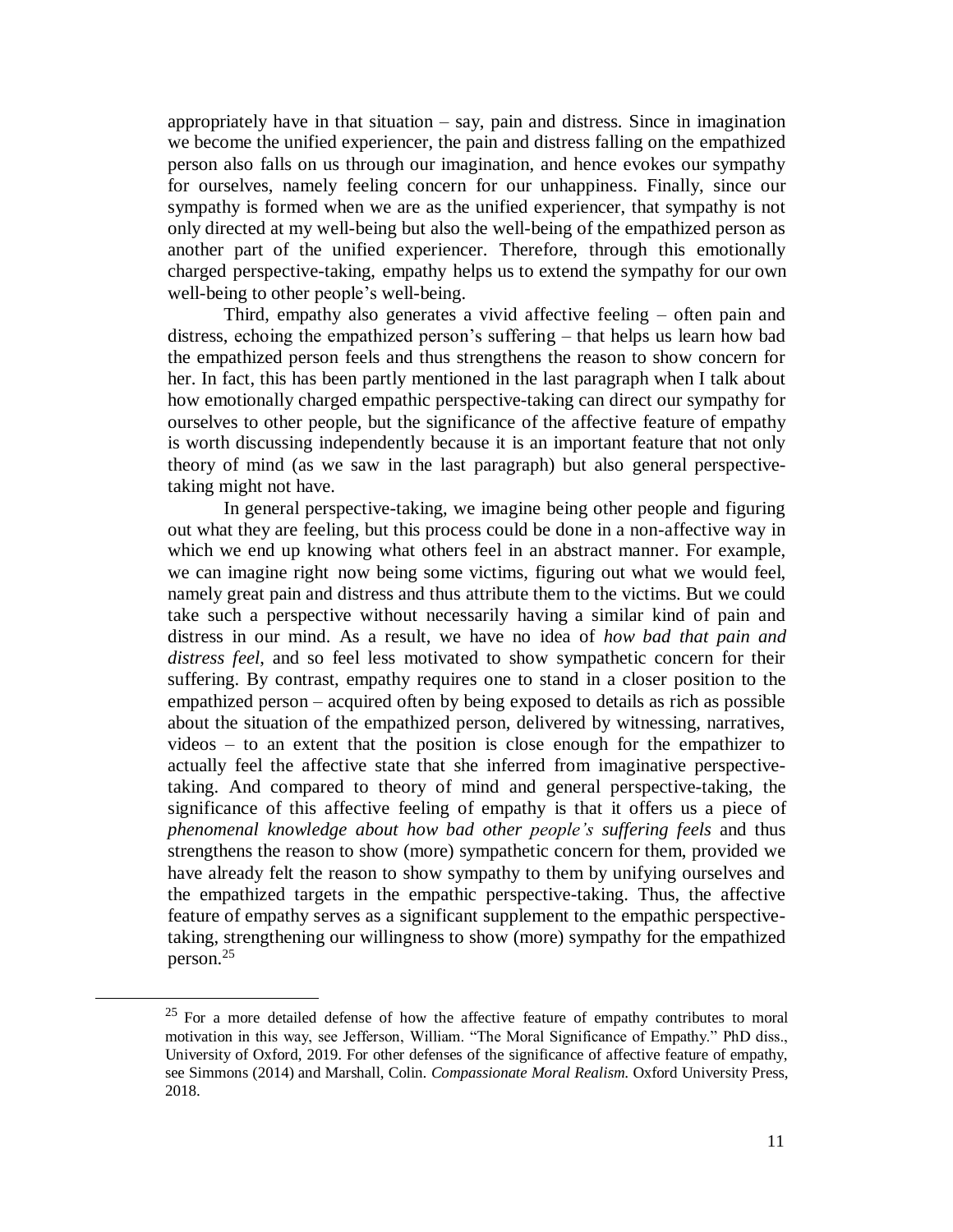appropriately have in that situation – say, pain and distress. Since in imagination we become the unified experiencer, the pain and distress falling on the empathized person also falls on us through our imagination, and hence evokes our sympathy for ourselves, namely feeling concern for our unhappiness. Finally, since our sympathy is formed when we are as the unified experiencer, that sympathy is not only directed at my well-being but also the well-being of the empathized person as another part of the unified experiencer. Therefore, through this emotionally charged perspective-taking, empathy helps us to extend the sympathy for our own well-being to other people's well-being.

Third, empathy also generates a vivid affective feeling – often pain and distress, echoing the empathized person's suffering – that helps us learn how bad the empathized person feels and thus strengthens the reason to show concern for her. In fact, this has been partly mentioned in the last paragraph when I talk about how emotionally charged empathic perspective-taking can direct our sympathy for ourselves to other people, but the significance of the affective feature of empathy is worth discussing independently because it is an important feature that not only theory of mind (as we saw in the last paragraph) but also general perspective-taking might not have.

In general perspective-taking, we imagine being other people and figuring out what they are feeling, but this process could be done in a non-affective way in which we end up knowing what others feel in an abstract manner. For example, we can imagine right now being some victims, figuring out what we would feel, namely great pain and distress and thus attribute them to the victims. But we could take such a perspective without necessarily having a similar kind of pain and distress in our mind. As a result, we have no idea of *how bad that pain and distress feel*, and so feel less motivated to show sympathetic concern for their suffering. By contrast, empathy requires one to stand in a closer position to the empathized person – acquired often by being exposed to details as rich as possible about the situation of the empathized person, delivered by witnessing, narratives, videos – to an extent that the position is close enough for the empathizer to actually feel the affective state that she inferred from imaginative perspective-taking. And compared to theory of mind and general perspective-taking, the significance of this affective feeling of empathy is that it offers us a piece of *phenomenal knowledge about how bad other people's suffering feels* and thus strengthens the reason to show (more) sympathetic concern for them, provided we have already felt the reason to show sympathy to them by unifying ourselves and the empathized targets in the empathic perspective-taking. Thus, the affective feature of empathy serves as a significant supplement to the empathic perspective-taking, strengthening our willingness to show (more) sympathy for the empathized person.[25]

[25] For a more detailed defense of how the affective feature of empathy contributes to moral motivation in this way, see Jefferson, William. "The Moral Significance of Empathy." PhD diss., University of Oxford, 2019. For other defenses of the significance of affective feature of empathy, see Simmons (2014) and Marshall, Colin. *Compassionate Moral Realism.* Oxford University Press, 2018.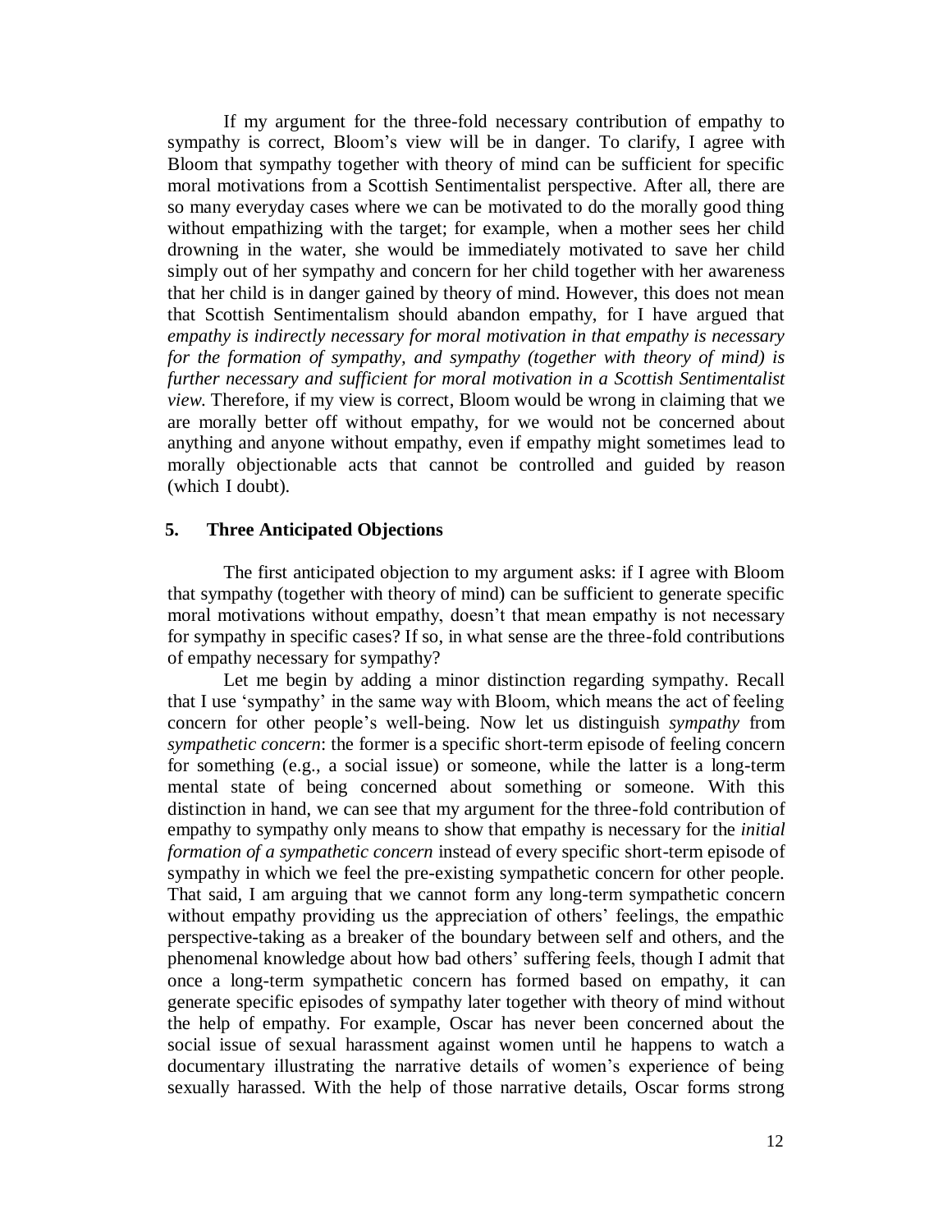If my argument for the three-fold necessary contribution of empathy to sympathy is correct, Bloom's view will be in danger. To clarify, I agree with Bloom that sympathy together with theory of mind can be sufficient for specific moral motivations from a Scottish Sentimentalist perspective. After all, there are so many everyday cases where we can be motivated to do the morally good thing without empathizing with the target; for example, when a mother sees her child drowning in the water, she would be immediately motivated to save her child simply out of her sympathy and concern for her child together with her awareness that her child is in danger gained by theory of mind. However, this does not mean that Scottish Sentimentalism should abandon empathy, for I have argued that *empathy is indirectly necessary for moral motivation in that empathy is necessary for the formation of sympathy, and sympathy (together with theory of mind) is further necessary and sufficient for moral motivation in a Scottish Sentimentalist view.* Therefore, if my view is correct, Bloom would be wrong in claiming that we are morally better off without empathy, for we would not be concerned about anything and anyone without empathy, even if empathy might sometimes lead to morally objectionable acts that cannot be controlled and guided by reason (which I doubt).

## 5. Three Anticipated Objections

The first anticipated objection to my argument asks: if I agree with Bloom that sympathy (together with theory of mind) can be sufficient to generate specific moral motivations without empathy, doesn't that mean empathy is not necessary for sympathy in specific cases? If so, in what sense are the three-fold contributions of empathy necessary for sympathy?

Let me begin by adding a minor distinction regarding sympathy. Recall that I use 'sympathy' in the same way with Bloom, which means the act of feeling concern for other people's well-being. Now let us distinguish *sympathy* from *sympathetic concern*: the former is a specific short-term episode of feeling concern for something (e.g., a social issue) or someone, while the latter is a long-term mental state of being concerned about something or someone. With this distinction in hand, we can see that my argument for the three-fold contribution of empathy to sympathy only means to show that empathy is necessary for the *initial formation of a sympathetic concern* instead of every specific short-term episode of sympathy in which we feel the pre-existing sympathetic concern for other people. That said, I am arguing that we cannot form any long-term sympathetic concern without empathy providing us the appreciation of others' feelings, the empathic perspective-taking as a breaker of the boundary between self and others, and the phenomenal knowledge about how bad others' suffering feels, though I admit that once a long-term sympathetic concern has formed based on empathy, it can generate specific episodes of sympathy later together with theory of mind without the help of empathy. For example, Oscar has never been concerned about the social issue of sexual harassment against women until he happens to watch a documentary illustrating the narrative details of women's experience of being sexually harassed. With the help of those narrative details, Oscar forms strong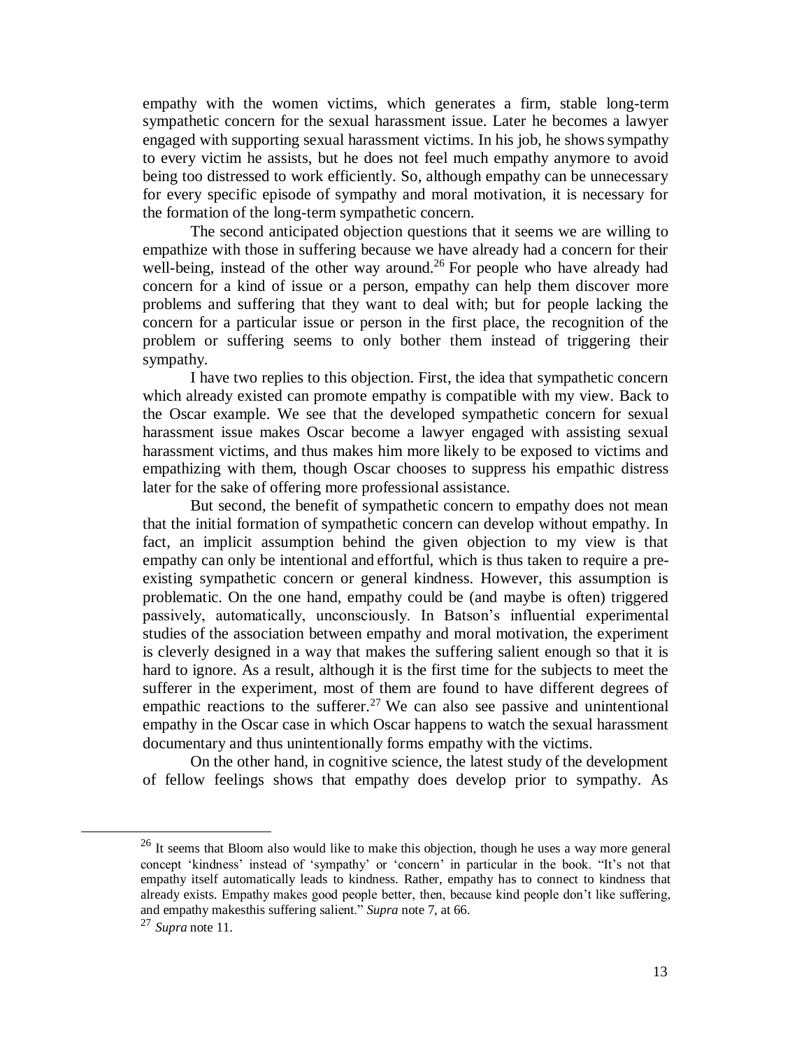empathy with the women victims, which generates a firm, stable long-term sympathetic concern for the sexual harassment issue. Later he becomes a lawyer engaged with supporting sexual harassment victims. In his job, he shows sympathy to every victim he assists, but he does not feel much empathy anymore to avoid being too distressed to work efficiently. So, although empathy can be unnecessary for every specific episode of sympathy and moral motivation, it is necessary for the formation of the long-term sympathetic concern.

The second anticipated objection questions that it seems we are willing to empathize with those in suffering because we have already had a concern for their well-being, instead of the other way around.[26] For people who have already had concern for a kind of issue or a person, empathy can help them discover more problems and suffering that they want to deal with; but for people lacking the concern for a particular issue or person in the first place, the recognition of the problem or suffering seems to only bother them instead of triggering their sympathy.

I have two replies to this objection. First, the idea that sympathetic concern which already existed can promote empathy is compatible with my view. Back to the Oscar example. We see that the developed sympathetic concern for sexual harassment issue makes Oscar become a lawyer engaged with assisting sexual harassment victims, and thus makes him more likely to be exposed to victims and empathizing with them, though Oscar chooses to suppress his empathic distress later for the sake of offering more professional assistance.

But second, the benefit of sympathetic concern to empathy does not mean that the initial formation of sympathetic concern can develop without empathy. In fact, an implicit assumption behind the given objection to my view is that empathy can only be intentional and effortful, which is thus taken to require a pre-existing sympathetic concern or general kindness. However, this assumption is problematic. On the one hand, empathy could be (and maybe is often) triggered passively, automatically, unconsciously. In Batson's influential experimental studies of the association between empathy and moral motivation, the experiment is cleverly designed in a way that makes the suffering salient enough so that it is hard to ignore. As a result, although it is the first time for the subjects to meet the sufferer in the experiment, most of them are found to have different degrees of empathic reactions to the sufferer.[27] We can also see passive and unintentional empathy in the Oscar case in which Oscar happens to watch the sexual harassment documentary and thus unintentionally forms empathy with the victims.

On the other hand, in cognitive science, the latest study of the development of fellow feelings shows that empathy does develop prior to sympathy. As

---

[26] It seems that Bloom also would like to make this objection, though he uses a way more general concept 'kindness' instead of 'sympathy' or 'concern' in particular in the book. "It's not that empathy itself automatically leads to kindness. Rather, empathy has to connect to kindness that already exists. Empathy makes good people better, then, because kind people don't like suffering, and empathy makesthis suffering salient." *Supra* note 7, at 66.

[27] *Supra* note 11.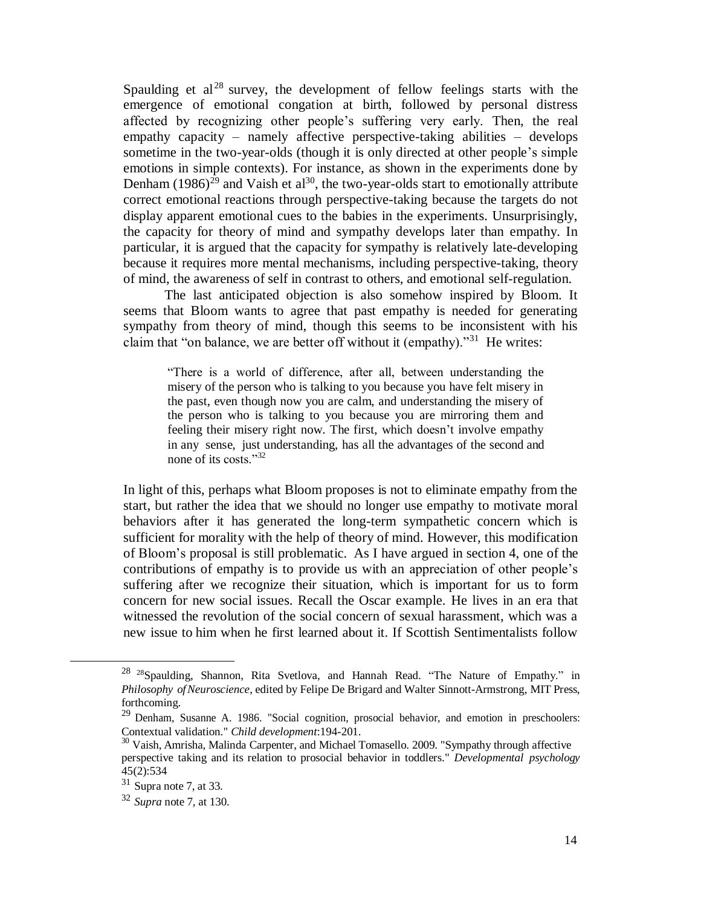Spaulding et al[28] survey, the development of fellow feelings starts with the emergence of emotional congation at birth, followed by personal distress affected by recognizing other people's suffering very early. Then, the real empathy capacity – namely affective perspective-taking abilities – develops sometime in the two-year-olds (though it is only directed at other people's simple emotions in simple contexts). For instance, as shown in the experiments done by Denham (1986)[29] and Vaish et al[30], the two-year-olds start to emotionally attribute correct emotional reactions through perspective-taking because the targets do not display apparent emotional cues to the babies in the experiments. Unsurprisingly, the capacity for theory of mind and sympathy develops later than empathy. In particular, it is argued that the capacity for sympathy is relatively late-developing because it requires more mental mechanisms, including perspective-taking, theory of mind, the awareness of self in contrast to others, and emotional self-regulation.

The last anticipated objection is also somehow inspired by Bloom. It seems that Bloom wants to agree that past empathy is needed for generating sympathy from theory of mind, though this seems to be inconsistent with his claim that "on balance, we are better off without it (empathy)."[31] He writes:

> "There is a world of difference, after all, between understanding the misery of the person who is talking to you because you have felt misery in the past, even though now you are calm, and understanding the misery of the person who is talking to you because you are mirroring them and feeling their misery right now. The first, which doesn't involve empathy in any sense, just understanding, has all the advantages of the second and none of its costs."[32]

In light of this, perhaps what Bloom proposes is not to eliminate empathy from the start, but rather the idea that we should no longer use empathy to motivate moral behaviors after it has generated the long-term sympathetic concern which is sufficient for morality with the help of theory of mind. However, this modification of Bloom's proposal is still problematic. As I have argued in section 4, one of the contributions of empathy is to provide us with an appreciation of other people's suffering after we recognize their situation, which is important for us to form concern for new social issues. Recall the Oscar example. He lives in an era that witnessed the revolution of the social concern of sexual harassment, which was a new issue to him when he first learned about it. If Scottish Sentimentalists follow

---

[28] [28]Spaulding, Shannon, Rita Svetlova, and Hannah Read. "The Nature of Empathy." in *Philosophy of Neuroscience*, edited by Felipe De Brigard and Walter Sinnott-Armstrong, MIT Press, forthcoming.

[29] Denham, Susanne A. 1986. "Social cognition, prosocial behavior, and emotion in preschoolers: Contextual validation." *Child development*:194-201.

[30] Vaish, Amrisha, Malinda Carpenter, and Michael Tomasello. 2009. "Sympathy through affective perspective taking and its relation to prosocial behavior in toddlers." *Developmental psychology* 45(2):534

[31] Supra note 7, at 33.

[32] *Supra* note 7, at 130.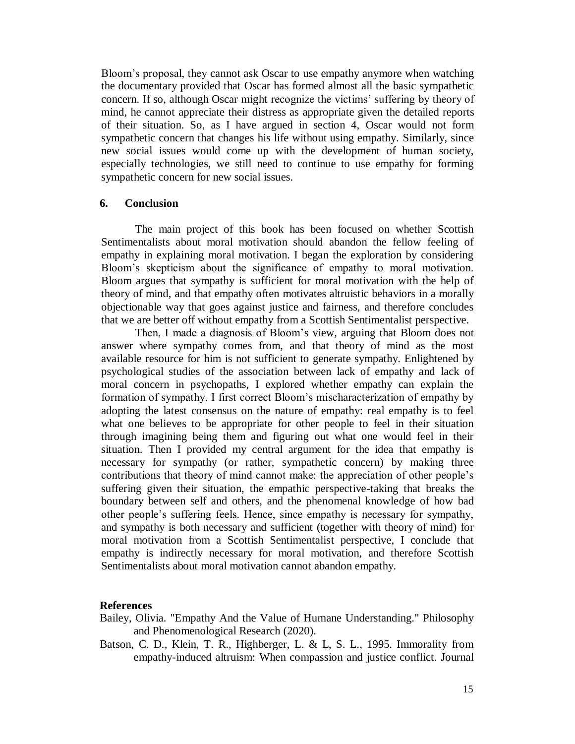Bloom's proposal, they cannot ask Oscar to use empathy anymore when watching the documentary provided that Oscar has formed almost all the basic sympathetic concern. If so, although Oscar might recognize the victims' suffering by theory of mind, he cannot appreciate their distress as appropriate given the detailed reports of their situation. So, as I have argued in section 4, Oscar would not form sympathetic concern that changes his life without using empathy. Similarly, since new social issues would come up with the development of human society, especially technologies, we still need to continue to use empathy for forming sympathetic concern for new social issues.

## 6. Conclusion

The main project of this book has been focused on whether Scottish Sentimentalists about moral motivation should abandon the fellow feeling of empathy in explaining moral motivation. I began the exploration by considering Bloom's skepticism about the significance of empathy to moral motivation. Bloom argues that sympathy is sufficient for moral motivation with the help of theory of mind, and that empathy often motivates altruistic behaviors in a morally objectionable way that goes against justice and fairness, and therefore concludes that we are better off without empathy from a Scottish Sentimentalist perspective.

Then, I made a diagnosis of Bloom's view, arguing that Bloom does not answer where sympathy comes from, and that theory of mind as the most available resource for him is not sufficient to generate sympathy. Enlightened by psychological studies of the association between lack of empathy and lack of moral concern in psychopaths, I explored whether empathy can explain the formation of sympathy. I first correct Bloom's mischaracterization of empathy by adopting the latest consensus on the nature of empathy: real empathy is to feel what one believes to be appropriate for other people to feel in their situation through imagining being them and figuring out what one would feel in their situation. Then I provided my central argument for the idea that empathy is necessary for sympathy (or rather, sympathetic concern) by making three contributions that theory of mind cannot make: the appreciation of other people's suffering given their situation, the empathic perspective-taking that breaks the boundary between self and others, and the phenomenal knowledge of how bad other people's suffering feels. Hence, since empathy is necessary for sympathy, and sympathy is both necessary and sufficient (together with theory of mind) for moral motivation from a Scottish Sentimentalist perspective, I conclude that empathy is indirectly necessary for moral motivation, and therefore Scottish Sentimentalists about moral motivation cannot abandon empathy.

**References**

Bailey, Olivia. "Empathy And the Value of Humane Understanding." Philosophy and Phenomenological Research (2020).

Batson, C. D., Klein, T. R., Highberger, L. & L, S. L., 1995. Immorality from empathy-induced altruism: When compassion and justice conflict. Journal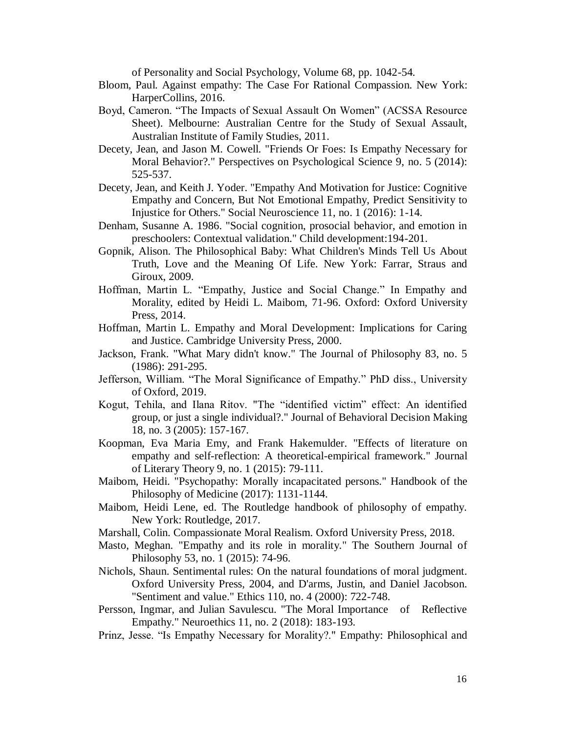of Personality and Social Psychology, Volume 68, pp. 1042-54.

Bloom, Paul. Against empathy: The Case For Rational Compassion. New York: HarperCollins, 2016.

Boyd, Cameron. "The Impacts of Sexual Assault On Women" (ACSSA Resource Sheet). Melbourne: Australian Centre for the Study of Sexual Assault, Australian Institute of Family Studies, 2011.

Decety, Jean, and Jason M. Cowell. "Friends Or Foes: Is Empathy Necessary for Moral Behavior?." Perspectives on Psychological Science 9, no. 5 (2014): 525-537.

Decety, Jean, and Keith J. Yoder. "Empathy And Motivation for Justice: Cognitive Empathy and Concern, But Not Emotional Empathy, Predict Sensitivity to Injustice for Others." Social Neuroscience 11, no. 1 (2016): 1-14.

Denham, Susanne A. 1986. "Social cognition, prosocial behavior, and emotion in preschoolers: Contextual validation." Child development:194-201.

Gopnik, Alison. The Philosophical Baby: What Children's Minds Tell Us About Truth, Love and the Meaning Of Life. New York: Farrar, Straus and Giroux, 2009.

Hoffman, Martin L. "Empathy, Justice and Social Change." In Empathy and Morality, edited by Heidi L. Maibom, 71-96. Oxford: Oxford University Press, 2014.

Hoffman, Martin L. Empathy and Moral Development: Implications for Caring and Justice. Cambridge University Press, 2000.

Jackson, Frank. "What Mary didn't know." The Journal of Philosophy 83, no. 5 (1986): 291-295.

Jefferson, William. "The Moral Significance of Empathy." PhD diss., University of Oxford, 2019.

Kogut, Tehila, and Ilana Ritov. "The "identified victim" effect: An identified group, or just a single individual?." Journal of Behavioral Decision Making 18, no. 3 (2005): 157-167.

Koopman, Eva Maria Emy, and Frank Hakemulder. "Effects of literature on empathy and self-reflection: A theoretical-empirical framework." Journal of Literary Theory 9, no. 1 (2015): 79-111.

Maibom, Heidi. "Psychopathy: Morally incapacitated persons." Handbook of the Philosophy of Medicine (2017): 1131-1144.

Maibom, Heidi Lene, ed. The Routledge handbook of philosophy of empathy. New York: Routledge, 2017.

Marshall, Colin. Compassionate Moral Realism. Oxford University Press, 2018.

Masto, Meghan. "Empathy and its role in morality." The Southern Journal of Philosophy 53, no. 1 (2015): 74-96.

Nichols, Shaun. Sentimental rules: On the natural foundations of moral judgment. Oxford University Press, 2004, and D'arms, Justin, and Daniel Jacobson. "Sentiment and value." Ethics 110, no. 4 (2000): 722-748.

Persson, Ingmar, and Julian Savulescu. "The Moral Importance of Reflective Empathy." Neuroethics 11, no. 2 (2018): 183-193.

Prinz, Jesse. "Is Empathy Necessary for Morality?." Empathy: Philosophical and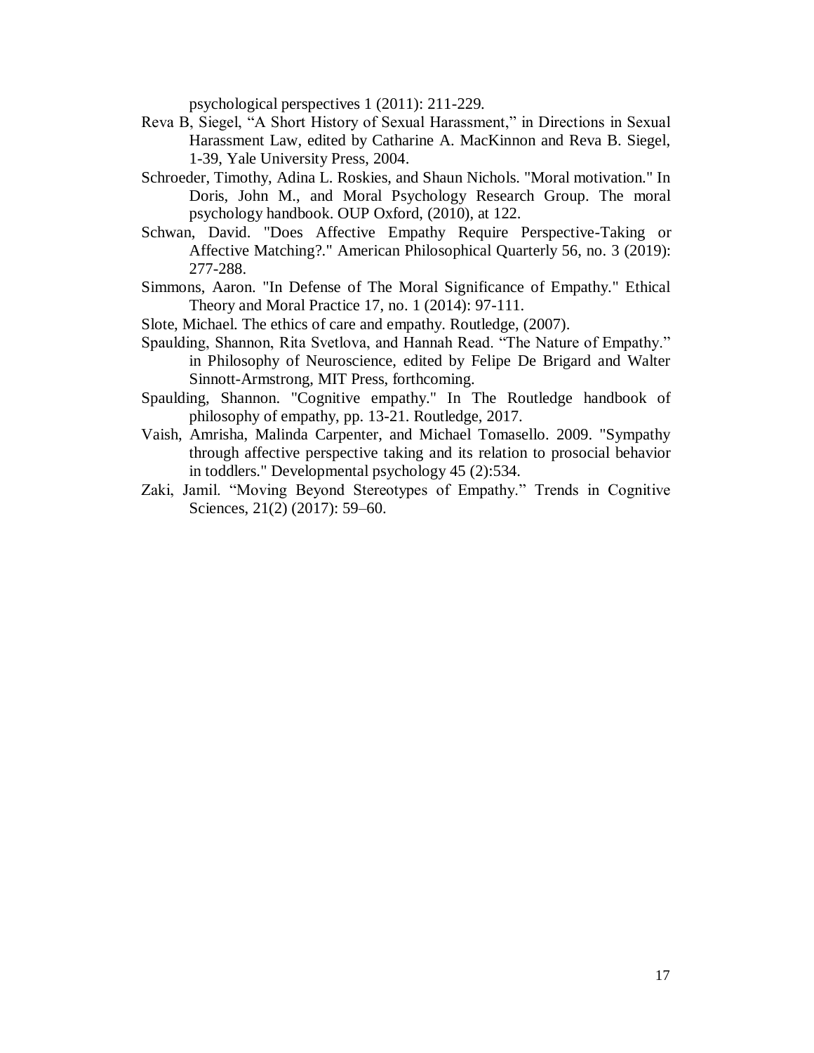psychological perspectives 1 (2011): 211-229.

Reva B, Siegel, "A Short History of Sexual Harassment," in Directions in Sexual Harassment Law, edited by Catharine A. MacKinnon and Reva B. Siegel, 1-39, Yale University Press, 2004.

Schroeder, Timothy, Adina L. Roskies, and Shaun Nichols. "Moral motivation." In Doris, John M., and Moral Psychology Research Group. The moral psychology handbook. OUP Oxford, (2010), at 122.

Schwan, David. "Does Affective Empathy Require Perspective-Taking or Affective Matching?." American Philosophical Quarterly 56, no. 3 (2019): 277-288.

Simmons, Aaron. "In Defense of The Moral Significance of Empathy." Ethical Theory and Moral Practice 17, no. 1 (2014): 97-111.

Slote, Michael. The ethics of care and empathy. Routledge, (2007).

Spaulding, Shannon, Rita Svetlova, and Hannah Read. "The Nature of Empathy." in Philosophy of Neuroscience, edited by Felipe De Brigard and Walter Sinnott-Armstrong, MIT Press, forthcoming.

Spaulding, Shannon. "Cognitive empathy." In The Routledge handbook of philosophy of empathy, pp. 13-21. Routledge, 2017.

Vaish, Amrisha, Malinda Carpenter, and Michael Tomasello. 2009. "Sympathy through affective perspective taking and its relation to prosocial behavior in toddlers." Developmental psychology 45 (2):534.

Zaki, Jamil. "Moving Beyond Stereotypes of Empathy." Trends in Cognitive Sciences, 21(2) (2017): 59–60.